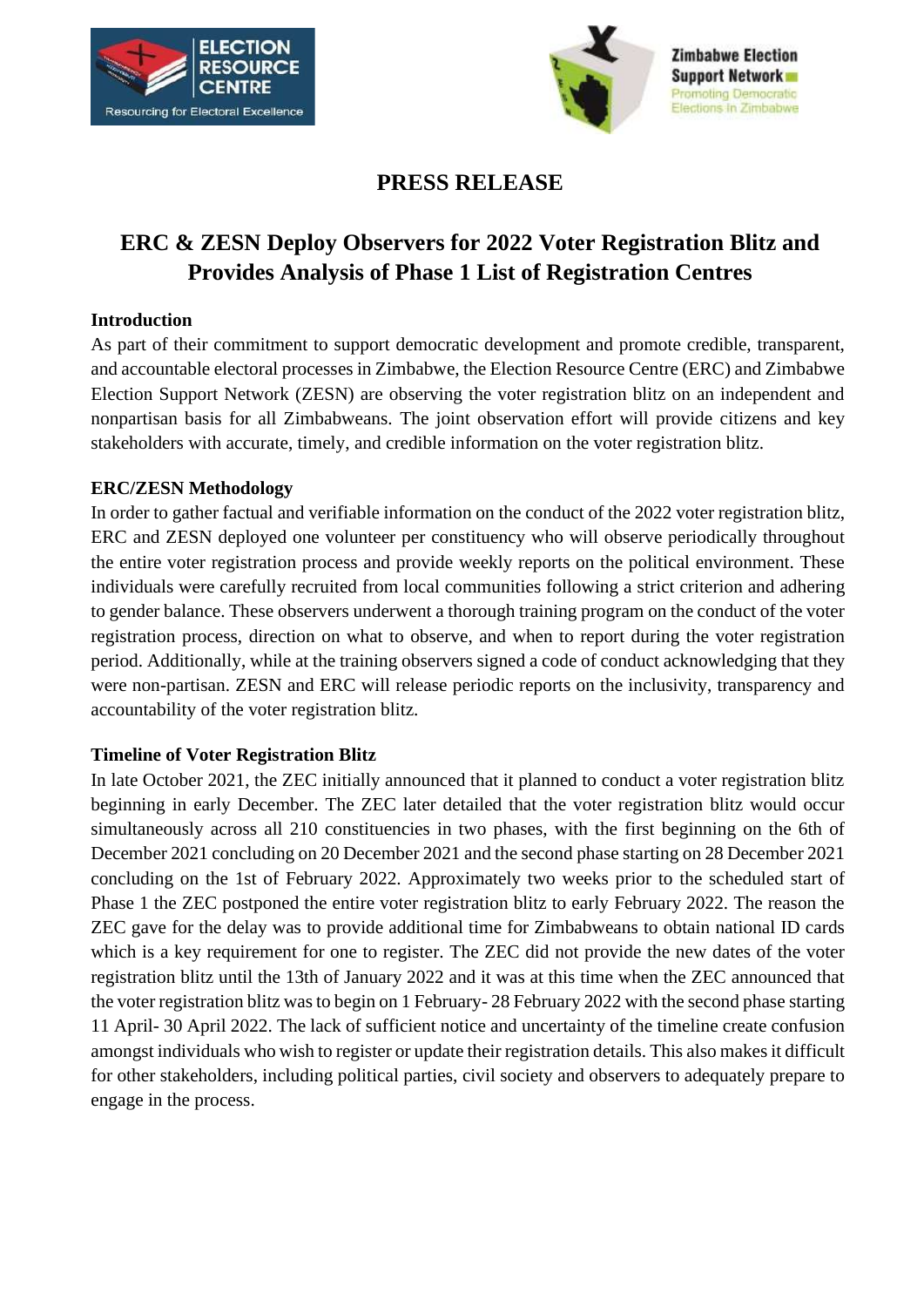# PRESS RELEASE

## ERC & ZESN Deploy Observers for 2022 Voter Registration Blitz and Provides Analysis of Phase 1 List of Registration Centres

### Introduction

As part of their commitment to support democratic development and promote credible, transparent, and accountable electoral processes in Zimbabwe, the Election Resource Centre (ERC) and Zimbabwe Election Support Network (ZESN) are observing the voter registration blitz on an independent and nonpartisan basis for all Zimbabweans. The joint observation effort will provide citizens and key stakeholders with accurate, timely, and credible information on the voter registration blitz.

### ERC/ZESN Methodology

In order to gather factual and verifiable information on the conduct of the 2022 voter registration blitz, ERC and ZESN deployed one volunteer per constituency who will observe periodically throughout the entire voter registration process and provide weekly reports on the political environment. These individuals were carefully recruited from local communities following a strict criterion and adhering to gender balance. These observers underwent a thorough training program on the conduct of the voter registration process, direction on what to observe, and when to report during the voter registration period. Additionally, while at the training observers signed a code of conduct acknowledging that they were non-partisan. ZESN and ERC will release periodic reports on the inclusivity, transparency and accountability of the voter registration blitz.

### Timeline of Voter Registration Blitz

In late October 2021, the ZEC initially announced that it planned to conduct a voter registration blitz beginning in early December. The ZEC later detailed that the voter registration blitz would occur simultaneously across all 210 constituencies in two phases, with the first beginning on the 6th of December 2021 concluding on 20 December 2021 and the second phase starting on 28 December 2021 concluding on the 1st of February 2022. Approximately two weeks prior to the scheduled start of Phase 1 the ZEC postponed the entire voter registration blitz to early February 2022. The reason the ZEC gave for the delay was to provide additional time for Zimbabweans to obtain national ID cards which is a key requirement for one to register. The ZEC did not provide the new dates of the voter registration blitz until the 13th of January 2022 and it was at this time when the ZEC announced that the voter registration blitz was to begin on 1 February- 28 February 2022 with the second phase starting 11 April- 30 April 2022. The lack of sufficient notice and uncertainty of the timeline create confusion amongst individuals who wish to register or update their registration details. This also makes it difficult for other stakeholders, including political parties, civil society and observers to adequately prepare to engage in the process.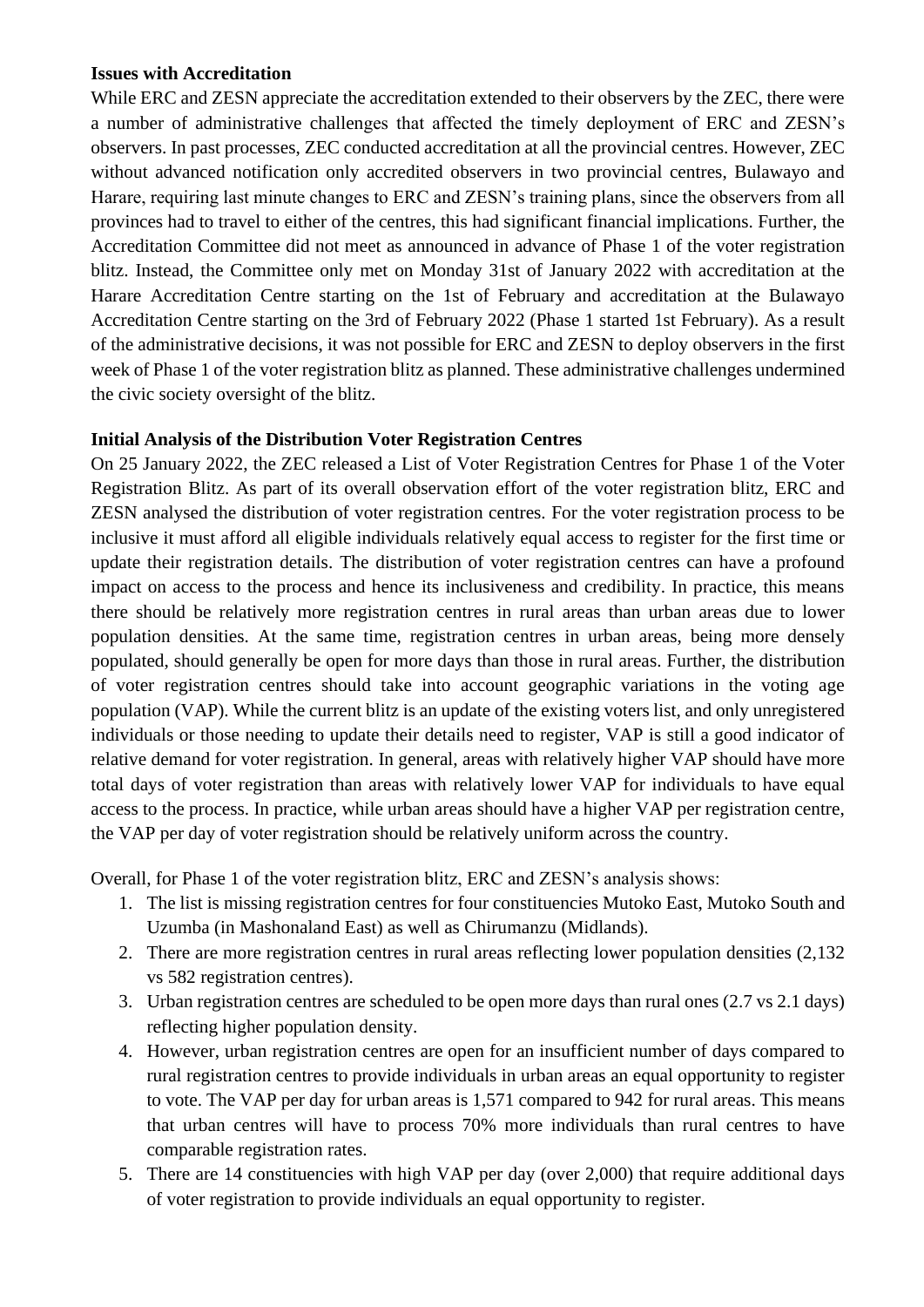**Issues with Accreditation**

While ERC and ZESN appreciate the accreditation extended to their observers by the ZEC, there were a number of administrative challenges that affected the timely deployment of ERC and ZESN's observers. In past processes, ZEC conducted accreditation at all the provincial centres. However, ZEC without advanced notification only accredited observers in two provincial centres, Bulawayo and Harare, requiring last minute changes to ERC and ZESN's training plans, since the observers from all provinces had to travel to either of the centres, this had significant financial implications. Further, the Accreditation Committee did not meet as announced in advance of Phase 1 of the voter registration blitz. Instead, the Committee only met on Monday 31st of January 2022 with accreditation at the Harare Accreditation Centre starting on the 1st of February and accreditation at the Bulawayo Accreditation Centre starting on the 3rd of February 2022 (Phase 1 started 1st February). As a result of the administrative decisions, it was not possible for ERC and ZESN to deploy observers in the first week of Phase 1 of the voter registration blitz as planned. These administrative challenges undermined the civic society oversight of the blitz.

**Initial Analysis of the Distribution Voter Registration Centres**

On 25 January 2022, the ZEC released a List of Voter Registration Centres for Phase 1 of the Voter Registration Blitz. As part of its overall observation effort of the voter registration blitz, ERC and ZESN analysed the distribution of voter registration centres. For the voter registration process to be inclusive it must afford all eligible individuals relatively equal access to register for the first time or update their registration details. The distribution of voter registration centres can have a profound impact on access to the process and hence its inclusiveness and credibility. In practice, this means there should be relatively more registration centres in rural areas than urban areas due to lower population densities. At the same time, registration centres in urban areas, being more densely populated, should generally be open for more days than those in rural areas. Further, the distribution of voter registration centres should take into account geographic variations in the voting age population (VAP). While the current blitz is an update of the existing voters list, and only unregistered individuals or those needing to update their details need to register, VAP is still a good indicator of relative demand for voter registration. In general, areas with relatively higher VAP should have more total days of voter registration than areas with relatively lower VAP for individuals to have equal access to the process. In practice, while urban areas should have a higher VAP per registration centre, the VAP per day of voter registration should be relatively uniform across the country.

Overall, for Phase 1 of the voter registration blitz, ERC and ZESN's analysis shows:

1. The list is missing registration centres for four constituencies Mutoko East, Mutoko South and Uzumba (in Mashonaland East) as well as Chirumanzu (Midlands).
2. There are more registration centres in rural areas reflecting lower population densities (2,132 vs 582 registration centres).
3. Urban registration centres are scheduled to be open more days than rural ones (2.7 vs 2.1 days) reflecting higher population density.
4. However, urban registration centres are open for an insufficient number of days compared to rural registration centres to provide individuals in urban areas an equal opportunity to register to vote. The VAP per day for urban areas is 1,571 compared to 942 for rural areas. This means that urban centres will have to process 70% more individuals than rural centres to have comparable registration rates.
5. There are 14 constituencies with high VAP per day (over 2,000) that require additional days of voter registration to provide individuals an equal opportunity to register.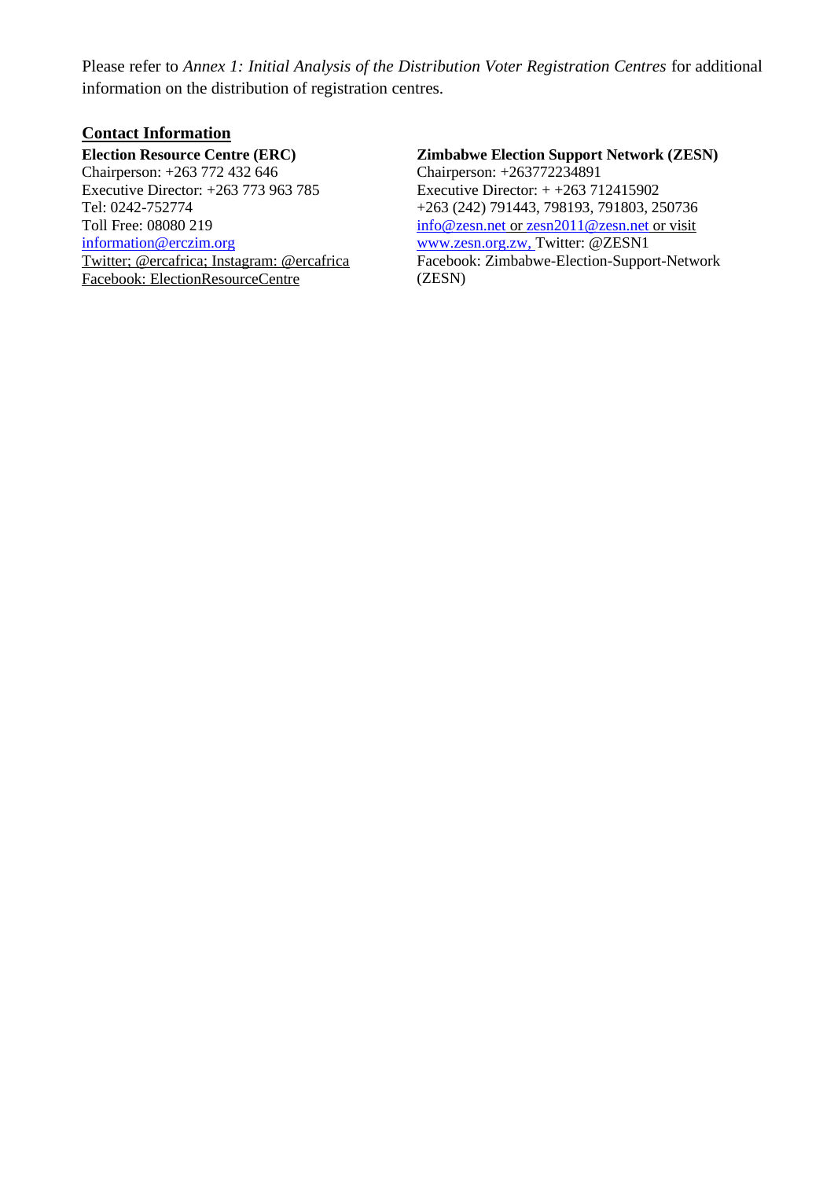Please refer to *Annex 1: Initial Analysis of the Distribution Voter Registration Centres* for additional information on the distribution of registration centres.

## Contact Information

**Election Resource Centre (ERC)**
Chairperson: +263 772 432 646
Executive Director: +263 773 963 785
Tel: 0242-752774
Toll Free: 08080 219
information@erczim.org
Twitter; @ercafrica; Instagram: @ercafrica
Facebook: ElectionResourceCentre

**Zimbabwe Election Support Network (ZESN)**
Chairperson: +263772234891
Executive Director: + +263 712415902
+263 (242) 791443, 798193, 791803, 250736
info@zesn.net or zesn2011@zesn.net or visit www.zesn.org.zw, Twitter: @ZESN1
Facebook: Zimbabwe-Election-Support-Network (ZESN)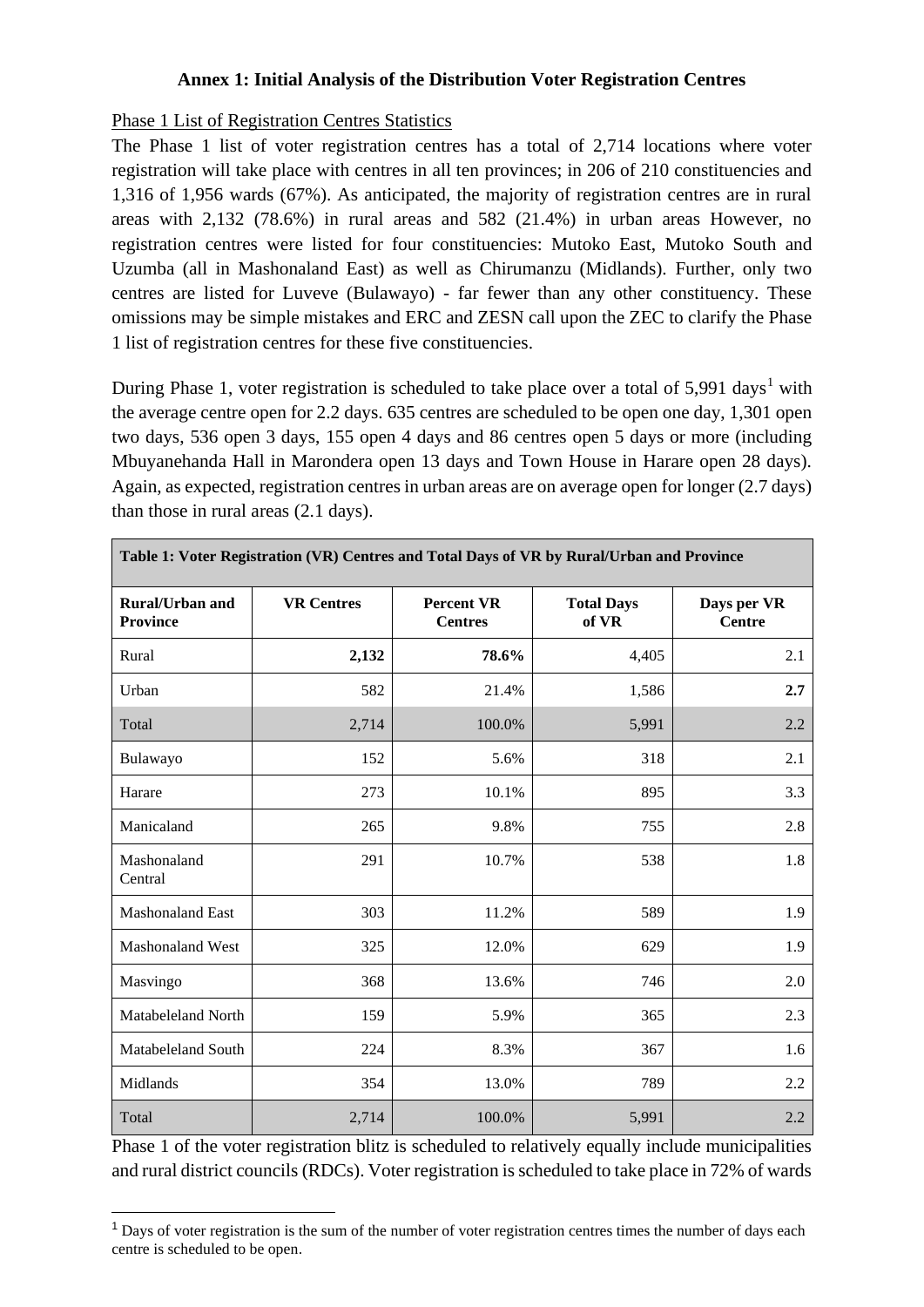**Annex 1: Initial Analysis of the Distribution Voter Registration Centres**

Phase 1 List of Registration Centres Statistics

The Phase 1 list of voter registration centres has a total of 2,714 locations where voter registration will take place with centres in all ten provinces; in 206 of 210 constituencies and 1,316 of 1,956 wards (67%). As anticipated, the majority of registration centres are in rural areas with 2,132 (78.6%) in rural areas and 582 (21.4%) in urban areas However, no registration centres were listed for four constituencies: Mutoko East, Mutoko South and Uzumba (all in Mashonaland East) as well as Chirumanzu (Midlands). Further, only two centres are listed for Luveve (Bulawayo) - far fewer than any other constituency. These omissions may be simple mistakes and ERC and ZESN call upon the ZEC to clarify the Phase 1 list of registration centres for these five constituencies.

During Phase 1, voter registration is scheduled to take place over a total of 5,991 days[1] with the average centre open for 2.2 days. 635 centres are scheduled to be open one day, 1,301 open two days, 536 open 3 days, 155 open 4 days and 86 centres open 5 days or more (including Mbuyanehanda Hall in Marondera open 13 days and Town House in Harare open 28 days). Again, as expected, registration centres in urban areas are on average open for longer (2.7 days) than those in rural areas (2.1 days).

**Table 1: Voter Registration (VR) Centres and Total Days of VR by Rural/Urban and Province**

| Rural/Urban and Province | VR Centres | Percent VR Centres | Total Days of VR | Days per VR Centre |
|---|---|---|---|---|
| Rural | **2,132** | **78.6%** | 4,405 | 2.1 |
| Urban | 582 | 21.4% | 1,586 | **2.7** |
| Total | 2,714 | 100.0% | 5,991 | 2.2 |
| Bulawayo | 152 | 5.6% | 318 | 2.1 |
| Harare | 273 | 10.1% | 895 | 3.3 |
| Manicaland | 265 | 9.8% | 755 | 2.8 |
| Mashonaland Central | 291 | 10.7% | 538 | 1.8 |
| Mashonaland East | 303 | 11.2% | 589 | 1.9 |
| Mashonaland West | 325 | 12.0% | 629 | 1.9 |
| Masvingo | 368 | 13.6% | 746 | 2.0 |
| Matabeleland North | 159 | 5.9% | 365 | 2.3 |
| Matabeleland South | 224 | 8.3% | 367 | 1.6 |
| Midlands | 354 | 13.0% | 789 | 2.2 |
| Total | 2,714 | 100.0% | 5,991 | 2.2 |

Phase 1 of the voter registration blitz is scheduled to relatively equally include municipalities and rural district councils (RDCs). Voter registration is scheduled to take place in 72% of wards

[1] Days of voter registration is the sum of the number of voter registration centres times the number of days each centre is scheduled to be open.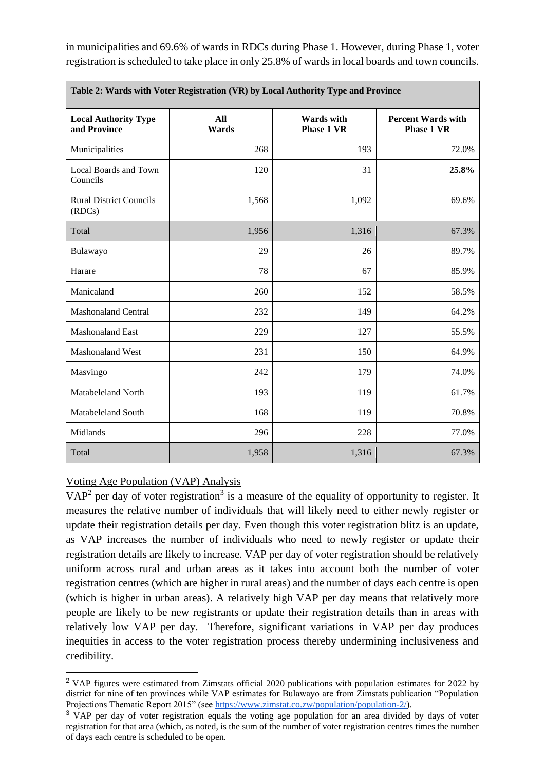in municipalities and 69.6% of wards in RDCs during Phase 1. However, during Phase 1, voter registration is scheduled to take place in only 25.8% of wards in local boards and town councils.

**Table 2: Wards with Voter Registration (VR) by Local Authority Type and Province**

| Local Authority Type and Province | All Wards | Wards with Phase 1 VR | Percent Wards with Phase 1 VR |
|---|---|---|---|
| Municipalities | 268 | 193 | 72.0% |
| Local Boards and Town Councils | 120 | 31 | **25.8%** |
| Rural District Councils (RDCs) | 1,568 | 1,092 | 69.6% |
| Total | 1,956 | 1,316 | 67.3% |
| Bulawayo | 29 | 26 | 89.7% |
| Harare | 78 | 67 | 85.9% |
| Manicaland | 260 | 152 | 58.5% |
| Mashonaland Central | 232 | 149 | 64.2% |
| Mashonaland East | 229 | 127 | 55.5% |
| Mashonaland West | 231 | 150 | 64.9% |
| Masvingo | 242 | 179 | 74.0% |
| Matabeleland North | 193 | 119 | 61.7% |
| Matabeleland South | 168 | 119 | 70.8% |
| Midlands | 296 | 228 | 77.0% |
| Total | 1,958 | 1,316 | 67.3% |

Voting Age Population (VAP) Analysis

VAP[2] per day of voter registration[3] is a measure of the equality of opportunity to register. It measures the relative number of individuals that will likely need to either newly register or update their registration details per day. Even though this voter registration blitz is an update, as VAP increases the number of individuals who need to newly register or update their registration details are likely to increase. VAP per day of voter registration should be relatively uniform across rural and urban areas as it takes into account both the number of voter registration centres (which are higher in rural areas) and the number of days each centre is open (which is higher in urban areas). A relatively high VAP per day means that relatively more people are likely to be new registrants or update their registration details than in areas with relatively low VAP per day. Therefore, significant variations in VAP per day produces inequities in access to the voter registration process thereby undermining inclusiveness and credibility.

[2] VAP figures were estimated from Zimstats official 2020 publications with population estimates for 2022 by district for nine of ten provinces while VAP estimates for Bulawayo are from Zimstats publication "Population Projections Thematic Report 2015" (see https://www.zimstat.co.zw/population/population-2/).

[3] VAP per day of voter registration equals the voting age population for an area divided by days of voter registration for that area (which, as noted, is the sum of the number of voter registration centres times the number of days each centre is scheduled to be open.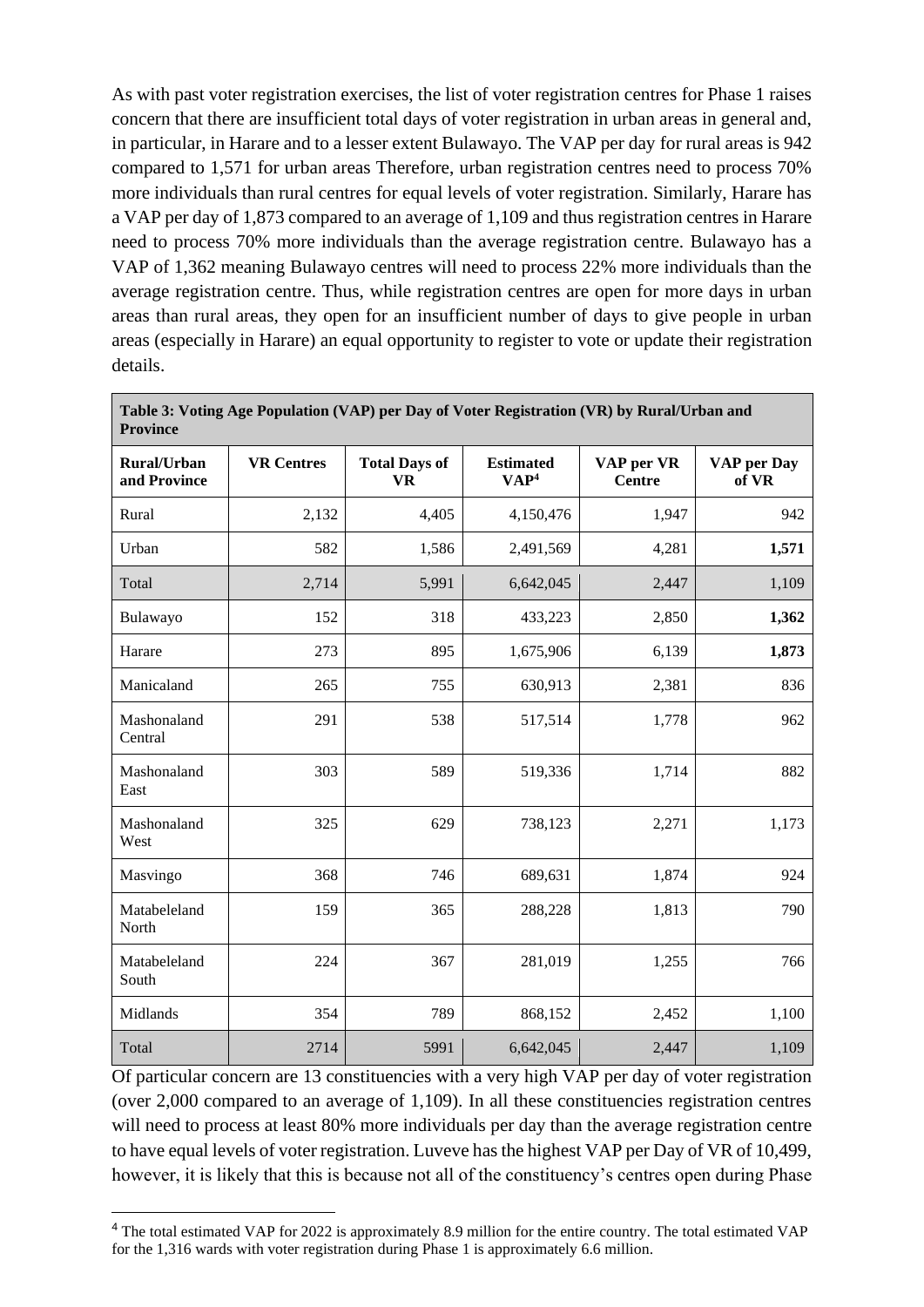As with past voter registration exercises, the list of voter registration centres for Phase 1 raises concern that there are insufficient total days of voter registration in urban areas in general and, in particular, in Harare and to a lesser extent Bulawayo. The VAP per day for rural areas is 942 compared to 1,571 for urban areas Therefore, urban registration centres need to process 70% more individuals than rural centres for equal levels of voter registration. Similarly, Harare has a VAP per day of 1,873 compared to an average of 1,109 and thus registration centres in Harare need to process 70% more individuals than the average registration centre. Bulawayo has a VAP of 1,362 meaning Bulawayo centres will need to process 22% more individuals than the average registration centre. Thus, while registration centres are open for more days in urban areas than rural areas, they open for an insufficient number of days to give people in urban areas (especially in Harare) an equal opportunity to register to vote or update their registration details.

**Table 3: Voting Age Population (VAP) per Day of Voter Registration (VR) by Rural/Urban and Province**

| Rural/Urban and Province | VR Centres | Total Days of VR | Estimated VAP[4] | VAP per VR Centre | VAP per Day of VR |
|---|---|---|---|---|---|
| Rural | 2,132 | 4,405 | 4,150,476 | 1,947 | 942 |
| Urban | 582 | 1,586 | 2,491,569 | 4,281 | **1,571** |
| Total | 2,714 | 5,991 | 6,642,045 | 2,447 | 1,109 |
| Bulawayo | 152 | 318 | 433,223 | 2,850 | **1,362** |
| Harare | 273 | 895 | 1,675,906 | 6,139 | **1,873** |
| Manicaland | 265 | 755 | 630,913 | 2,381 | 836 |
| Mashonaland Central | 291 | 538 | 517,514 | 1,778 | 962 |
| Mashonaland East | 303 | 589 | 519,336 | 1,714 | 882 |
| Mashonaland West | 325 | 629 | 738,123 | 2,271 | 1,173 |
| Masvingo | 368 | 746 | 689,631 | 1,874 | 924 |
| Matabeleland North | 159 | 365 | 288,228 | 1,813 | 790 |
| Matabeleland South | 224 | 367 | 281,019 | 1,255 | 766 |
| Midlands | 354 | 789 | 868,152 | 2,452 | 1,100 |
| Total | 2714 | 5991 | 6,642,045 | 2,447 | 1,109 |

Of particular concern are 13 constituencies with a very high VAP per day of voter registration (over 2,000 compared to an average of 1,109). In all these constituencies registration centres will need to process at least 80% more individuals per day than the average registration centre to have equal levels of voter registration. Luveve has the highest VAP per Day of VR of 10,499, however, it is likely that this is because not all of the constituency's centres open during Phase

---

[4] The total estimated VAP for 2022 is approximately 8.9 million for the entire country. The total estimated VAP for the 1,316 wards with voter registration during Phase 1 is approximately 6.6 million.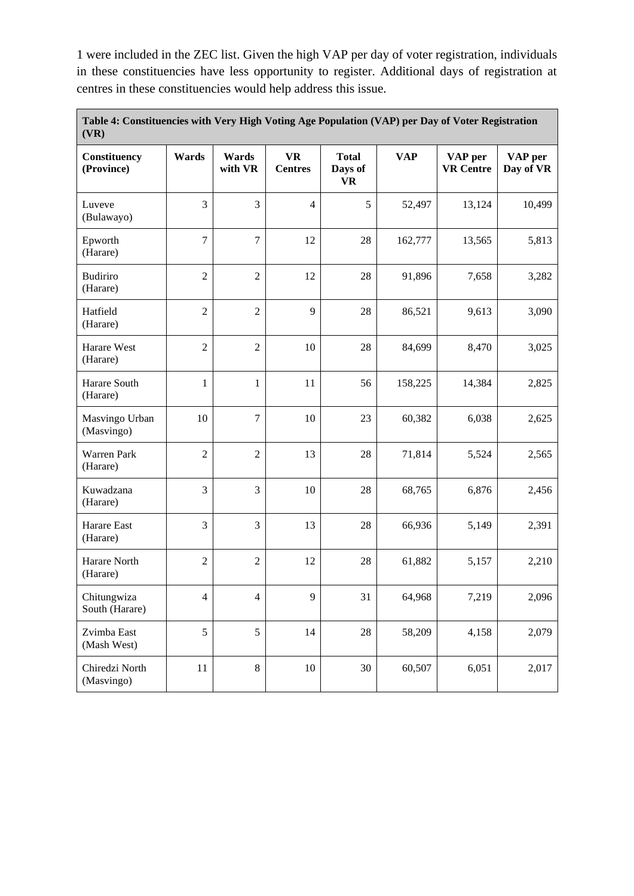1 were included in the ZEC list. Given the high VAP per day of voter registration, individuals in these constituencies have less opportunity to register. Additional days of registration at centres in these constituencies would help address this issue.

**Table 4: Constituencies with Very High Voting Age Population (VAP) per Day of Voter Registration (VR)**

| Constituency (Province) | Wards | Wards with VR | VR Centres | Total Days of VR | VAP | VAP per VR Centre | VAP per Day of VR |
|---|---|---|---|---|---|---|---|
| Luveve (Bulawayo) | 3 | 3 | 4 | 5 | 52,497 | 13,124 | 10,499 |
| Epworth (Harare) | 7 | 7 | 12 | 28 | 162,777 | 13,565 | 5,813 |
| Budiriro (Harare) | 2 | 2 | 12 | 28 | 91,896 | 7,658 | 3,282 |
| Hatfield (Harare) | 2 | 2 | 9 | 28 | 86,521 | 9,613 | 3,090 |
| Harare West (Harare) | 2 | 2 | 10 | 28 | 84,699 | 8,470 | 3,025 |
| Harare South (Harare) | 1 | 1 | 11 | 56 | 158,225 | 14,384 | 2,825 |
| Masvingo Urban (Masvingo) | 10 | 7 | 10 | 23 | 60,382 | 6,038 | 2,625 |
| Warren Park (Harare) | 2 | 2 | 13 | 28 | 71,814 | 5,524 | 2,565 |
| Kuwadzana (Harare) | 3 | 3 | 10 | 28 | 68,765 | 6,876 | 2,456 |
| Harare East (Harare) | 3 | 3 | 13 | 28 | 66,936 | 5,149 | 2,391 |
| Harare North (Harare) | 2 | 2 | 12 | 28 | 61,882 | 5,157 | 2,210 |
| Chitungwiza South (Harare) | 4 | 4 | 9 | 31 | 64,968 | 7,219 | 2,096 |
| Zvimba East (Mash West) | 5 | 5 | 14 | 28 | 58,209 | 4,158 | 2,079 |
| Chiredzi North (Masvingo) | 11 | 8 | 10 | 30 | 60,507 | 6,051 | 2,017 |